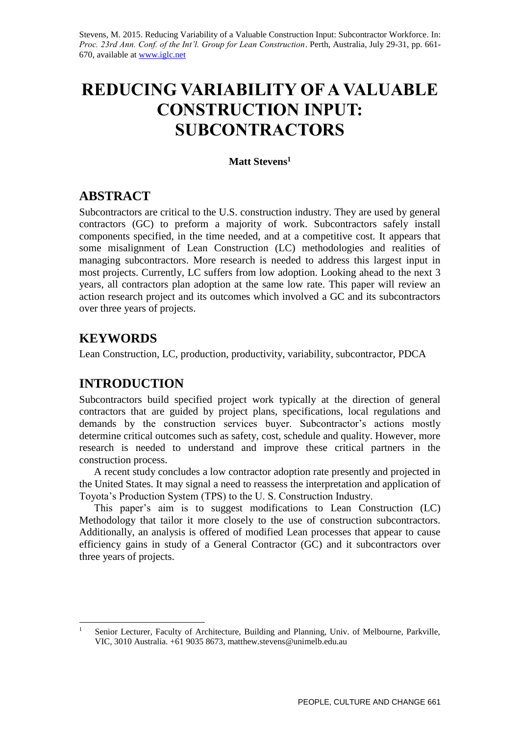Stevens, M. 2015. Reducing Variability of a Valuable Construction Input: Subcontractor Workforce. In: *Proc. 23rd Ann. Conf. of the Int'l. Group for Lean Construction*. Perth, Australia, July 29-31, pp. 661-670, available at www.iglc.net

# REDUCING VARIABILITY OF A VALUABLE CONSTRUCTION INPUT: SUBCONTRACTORS

**Matt Stevens[1]**

## ABSTRACT

Subcontractors are critical to the U.S. construction industry. They are used by general contractors (GC) to preform a majority of work. Subcontractors safely install components specified, in the time needed, and at a competitive cost. It appears that some misalignment of Lean Construction (LC) methodologies and realities of managing subcontractors. More research is needed to address this largest input in most projects. Currently, LC suffers from low adoption. Looking ahead to the next 3 years, all contractors plan adoption at the same low rate. This paper will review an action research project and its outcomes which involved a GC and its subcontractors over three years of projects.

## KEYWORDS

Lean Construction, LC, production, productivity, variability, subcontractor, PDCA

## INTRODUCTION

Subcontractors build specified project work typically at the direction of general contractors that are guided by project plans, specifications, local regulations and demands by the construction services buyer. Subcontractor's actions mostly determine critical outcomes such as safety, cost, schedule and quality. However, more research is needed to understand and improve these critical partners in the construction process.

A recent study concludes a low contractor adoption rate presently and projected in the United States. It may signal a need to reassess the interpretation and application of Toyota's Production System (TPS) to the U. S. Construction Industry.

This paper's aim is to suggest modifications to Lean Construction (LC) Methodology that tailor it more closely to the use of construction subcontractors. Additionally, an analysis is offered of modified Lean processes that appear to cause efficiency gains in study of a General Contractor (GC) and it subcontractors over three years of projects.

[1] Senior Lecturer, Faculty of Architecture, Building and Planning, Univ. of Melbourne, Parkville, VIC, 3010 Australia. +61 9035 8673, matthew.stevens@unimelb.edu.au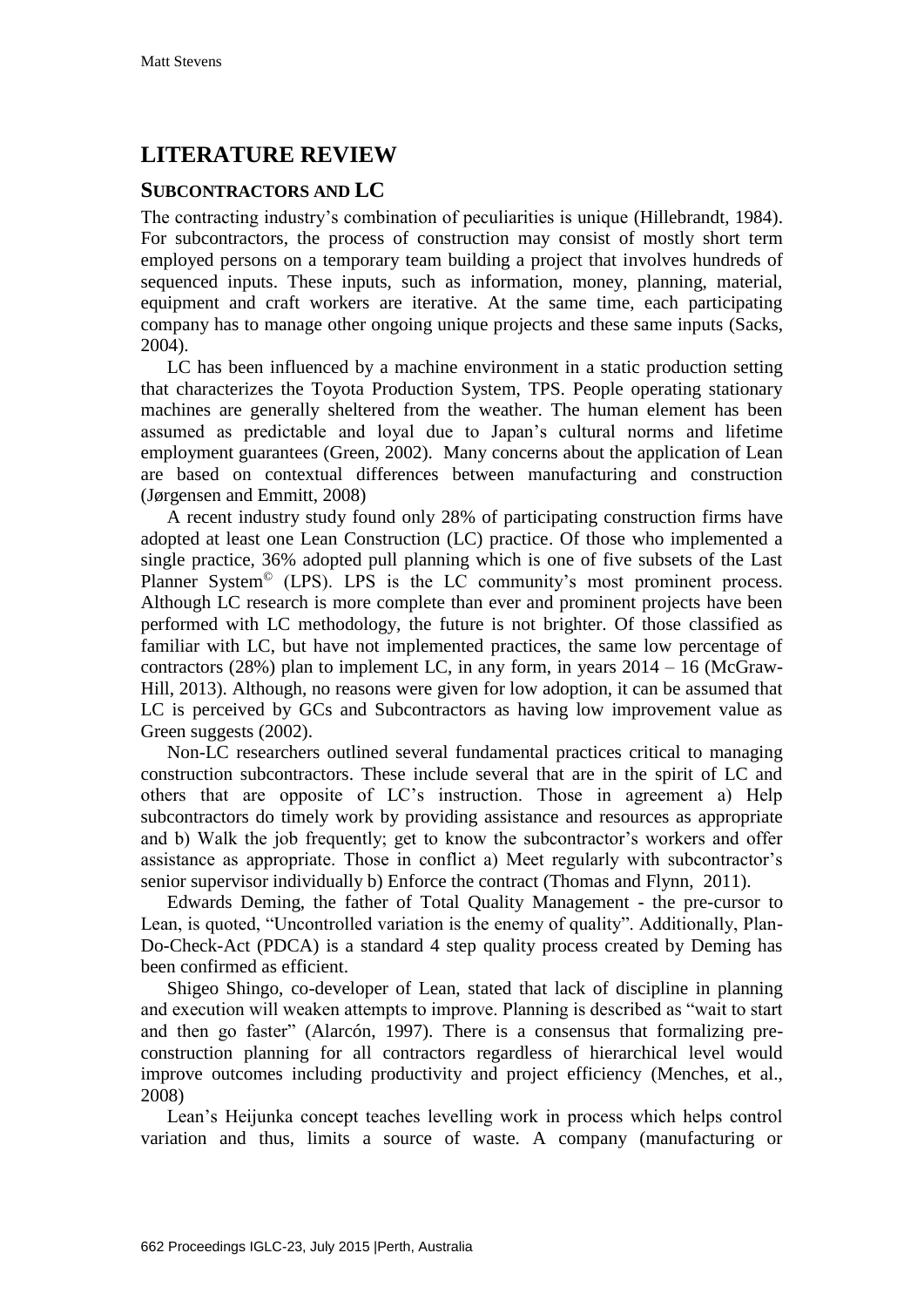# LITERATURE REVIEW

## SUBCONTRACTORS AND LC

The contracting industry's combination of peculiarities is unique (Hillebrandt, 1984). For subcontractors, the process of construction may consist of mostly short term employed persons on a temporary team building a project that involves hundreds of sequenced inputs. These inputs, such as information, money, planning, material, equipment and craft workers are iterative. At the same time, each participating company has to manage other ongoing unique projects and these same inputs (Sacks, 2004).

LC has been influenced by a machine environment in a static production setting that characterizes the Toyota Production System, TPS. People operating stationary machines are generally sheltered from the weather. The human element has been assumed as predictable and loyal due to Japan's cultural norms and lifetime employment guarantees (Green, 2002). Many concerns about the application of Lean are based on contextual differences between manufacturing and construction (Jørgensen and Emmitt, 2008)

A recent industry study found only 28% of participating construction firms have adopted at least one Lean Construction (LC) practice. Of those who implemented a single practice, 36% adopted pull planning which is one of five subsets of the Last Planner System© (LPS). LPS is the LC community's most prominent process. Although LC research is more complete than ever and prominent projects have been performed with LC methodology, the future is not brighter. Of those classified as familiar with LC, but have not implemented practices, the same low percentage of contractors (28%) plan to implement LC, in any form, in years 2014 – 16 (McGraw-Hill, 2013). Although, no reasons were given for low adoption, it can be assumed that LC is perceived by GCs and Subcontractors as having low improvement value as Green suggests (2002).

Non-LC researchers outlined several fundamental practices critical to managing construction subcontractors. These include several that are in the spirit of LC and others that are opposite of LC's instruction. Those in agreement a) Help subcontractors do timely work by providing assistance and resources as appropriate and b) Walk the job frequently; get to know the subcontractor's workers and offer assistance as appropriate. Those in conflict a) Meet regularly with subcontractor's senior supervisor individually b) Enforce the contract (Thomas and Flynn, 2011).

Edwards Deming, the father of Total Quality Management - the pre-cursor to Lean, is quoted, "Uncontrolled variation is the enemy of quality". Additionally, Plan-Do-Check-Act (PDCA) is a standard 4 step quality process created by Deming has been confirmed as efficient.

Shigeo Shingo, co-developer of Lean, stated that lack of discipline in planning and execution will weaken attempts to improve. Planning is described as "wait to start and then go faster" (Alarcón, 1997). There is a consensus that formalizing pre-construction planning for all contractors regardless of hierarchical level would improve outcomes including productivity and project efficiency (Menches, et al., 2008)

Lean's Heijunka concept teaches levelling work in process which helps control variation and thus, limits a source of waste. A company (manufacturing or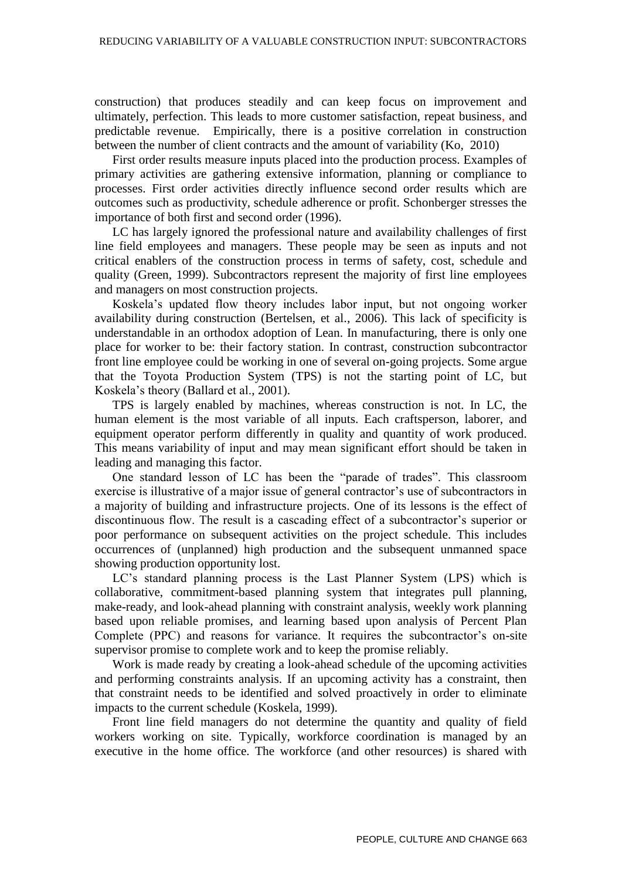construction) that produces steadily and can keep focus on improvement and ultimately, perfection. This leads to more customer satisfaction, repeat business, and predictable revenue. Empirically, there is a positive correlation in construction between the number of client contracts and the amount of variability (Ko, 2010)

First order results measure inputs placed into the production process. Examples of primary activities are gathering extensive information, planning or compliance to processes. First order activities directly influence second order results which are outcomes such as productivity, schedule adherence or profit. Schonberger stresses the importance of both first and second order (1996).

LC has largely ignored the professional nature and availability challenges of first line field employees and managers. These people may be seen as inputs and not critical enablers of the construction process in terms of safety, cost, schedule and quality (Green, 1999). Subcontractors represent the majority of first line employees and managers on most construction projects.

Koskela's updated flow theory includes labor input, but not ongoing worker availability during construction (Bertelsen, et al., 2006). This lack of specificity is understandable in an orthodox adoption of Lean. In manufacturing, there is only one place for worker to be: their factory station. In contrast, construction subcontractor front line employee could be working in one of several on-going projects. Some argue that the Toyota Production System (TPS) is not the starting point of LC, but Koskela's theory (Ballard et al., 2001).

TPS is largely enabled by machines, whereas construction is not. In LC, the human element is the most variable of all inputs. Each craftsperson, laborer, and equipment operator perform differently in quality and quantity of work produced. This means variability of input and may mean significant effort should be taken in leading and managing this factor.

One standard lesson of LC has been the "parade of trades". This classroom exercise is illustrative of a major issue of general contractor's use of subcontractors in a majority of building and infrastructure projects. One of its lessons is the effect of discontinuous flow. The result is a cascading effect of a subcontractor's superior or poor performance on subsequent activities on the project schedule. This includes occurrences of (unplanned) high production and the subsequent unmanned space showing production opportunity lost.

LC's standard planning process is the Last Planner System (LPS) which is collaborative, commitment-based planning system that integrates pull planning, make-ready, and look-ahead planning with constraint analysis, weekly work planning based upon reliable promises, and learning based upon analysis of Percent Plan Complete (PPC) and reasons for variance. It requires the subcontractor's on-site supervisor promise to complete work and to keep the promise reliably.

Work is made ready by creating a look-ahead schedule of the upcoming activities and performing constraints analysis. If an upcoming activity has a constraint, then that constraint needs to be identified and solved proactively in order to eliminate impacts to the current schedule (Koskela, 1999).

Front line field managers do not determine the quantity and quality of field workers working on site. Typically, workforce coordination is managed by an executive in the home office. The workforce (and other resources) is shared with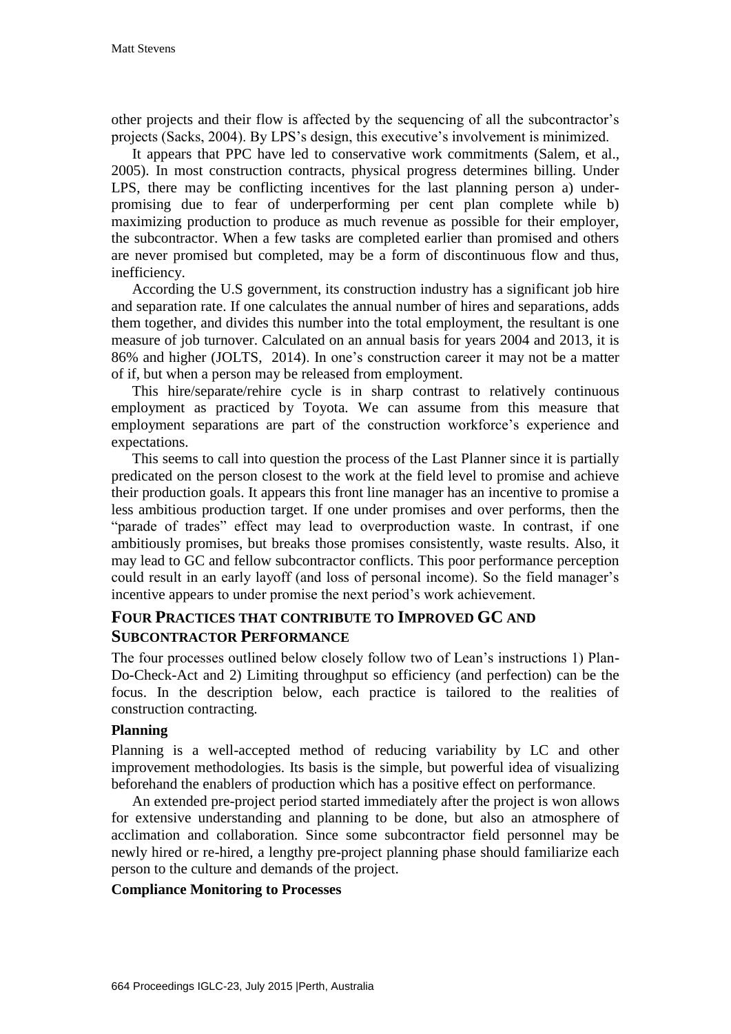other projects and their flow is affected by the sequencing of all the subcontractor's projects (Sacks, 2004). By LPS's design, this executive's involvement is minimized.

It appears that PPC have led to conservative work commitments (Salem, et al., 2005). In most construction contracts, physical progress determines billing. Under LPS, there may be conflicting incentives for the last planning person a) under-promising due to fear of underperforming per cent plan complete while b) maximizing production to produce as much revenue as possible for their employer, the subcontractor. When a few tasks are completed earlier than promised and others are never promised but completed, may be a form of discontinuous flow and thus, inefficiency.

According the U.S government, its construction industry has a significant job hire and separation rate. If one calculates the annual number of hires and separations, adds them together, and divides this number into the total employment, the resultant is one measure of job turnover. Calculated on an annual basis for years 2004 and 2013, it is 86% and higher (JOLTS, 2014). In one's construction career it may not be a matter of if, but when a person may be released from employment.

This hire/separate/rehire cycle is in sharp contrast to relatively continuous employment as practiced by Toyota. We can assume from this measure that employment separations are part of the construction workforce's experience and expectations.

This seems to call into question the process of the Last Planner since it is partially predicated on the person closest to the work at the field level to promise and achieve their production goals. It appears this front line manager has an incentive to promise a less ambitious production target. If one under promises and over performs, then the "parade of trades" effect may lead to overproduction waste. In contrast, if one ambitiously promises, but breaks those promises consistently, waste results. Also, it may lead to GC and fellow subcontractor conflicts. This poor performance perception could result in an early layoff (and loss of personal income). So the field manager's incentive appears to under promise the next period's work achievement.

## FOUR PRACTICES THAT CONTRIBUTE TO IMPROVED GC AND SUBCONTRACTOR PERFORMANCE

The four processes outlined below closely follow two of Lean's instructions 1) Plan-Do-Check-Act and 2) Limiting throughput so efficiency (and perfection) can be the focus. In the description below, each practice is tailored to the realities of construction contracting.

### Planning

Planning is a well-accepted method of reducing variability by LC and other improvement methodologies. Its basis is the simple, but powerful idea of visualizing beforehand the enablers of production which has a positive effect on performance.

An extended pre-project period started immediately after the project is won allows for extensive understanding and planning to be done, but also an atmosphere of acclimation and collaboration. Since some subcontractor field personnel may be newly hired or re-hired, a lengthy pre-project planning phase should familiarize each person to the culture and demands of the project.

### Compliance Monitoring to Processes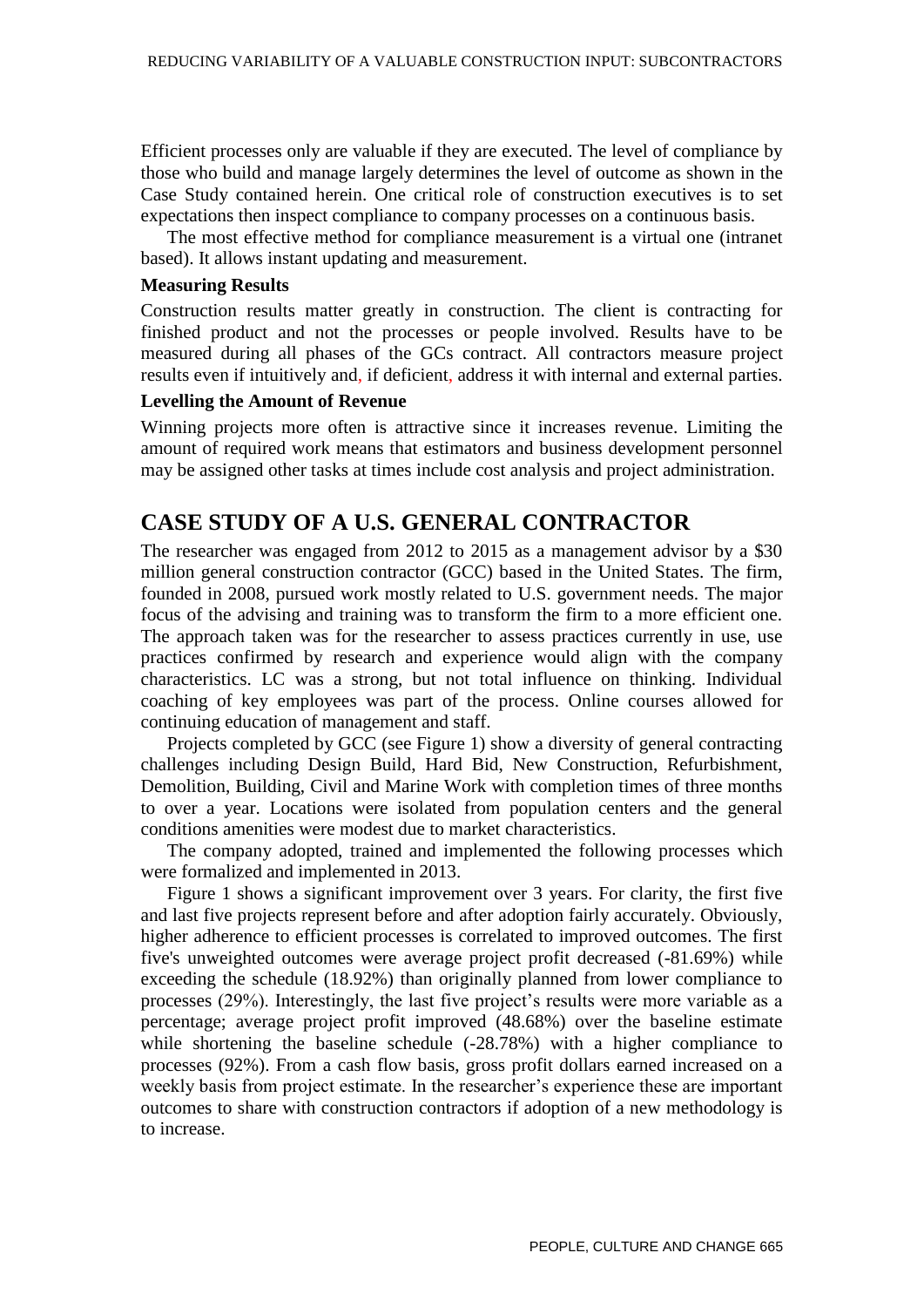Efficient processes only are valuable if they are executed. The level of compliance by those who build and manage largely determines the level of outcome as shown in the Case Study contained herein. One critical role of construction executives is to set expectations then inspect compliance to company processes on a continuous basis.

The most effective method for compliance measurement is a virtual one (intranet based). It allows instant updating and measurement.

### Measuring Results

Construction results matter greatly in construction. The client is contracting for finished product and not the processes or people involved. Results have to be measured during all phases of the GCs contract. All contractors measure project results even if intuitively and, if deficient, address it with internal and external parties.

### Levelling the Amount of Revenue

Winning projects more often is attractive since it increases revenue. Limiting the amount of required work means that estimators and business development personnel may be assigned other tasks at times include cost analysis and project administration.

## CASE STUDY OF A U.S. GENERAL CONTRACTOR

The researcher was engaged from 2012 to 2015 as a management advisor by a $30 million general construction contractor (GCC) based in the United States. The firm, founded in 2008, pursued work mostly related to U.S. government needs. The major focus of the advising and training was to transform the firm to a more efficient one. The approach taken was for the researcher to assess practices currently in use, use practices confirmed by research and experience would align with the company characteristics. LC was a strong, but not total influence on thinking. Individual coaching of key employees was part of the process. Online courses allowed for continuing education of management and staff.

Projects completed by GCC (see Figure 1) show a diversity of general contracting challenges including Design Build, Hard Bid, New Construction, Refurbishment, Demolition, Building, Civil and Marine Work with completion times of three months to over a year. Locations were isolated from population centers and the general conditions amenities were modest due to market characteristics.

The company adopted, trained and implemented the following processes which were formalized and implemented in 2013.

Figure 1 shows a significant improvement over 3 years. For clarity, the first five and last five projects represent before and after adoption fairly accurately. Obviously, higher adherence to efficient processes is correlated to improved outcomes. The first five's unweighted outcomes were average project profit decreased (-81.69%) while exceeding the schedule (18.92%) than originally planned from lower compliance to processes (29%). Interestingly, the last five project's results were more variable as a percentage; average project profit improved (48.68%) over the baseline estimate while shortening the baseline schedule (-28.78%) with a higher compliance to processes (92%). From a cash flow basis, gross profit dollars earned increased on a weekly basis from project estimate. In the researcher's experience these are important outcomes to share with construction contractors if adoption of a new methodology is to increase.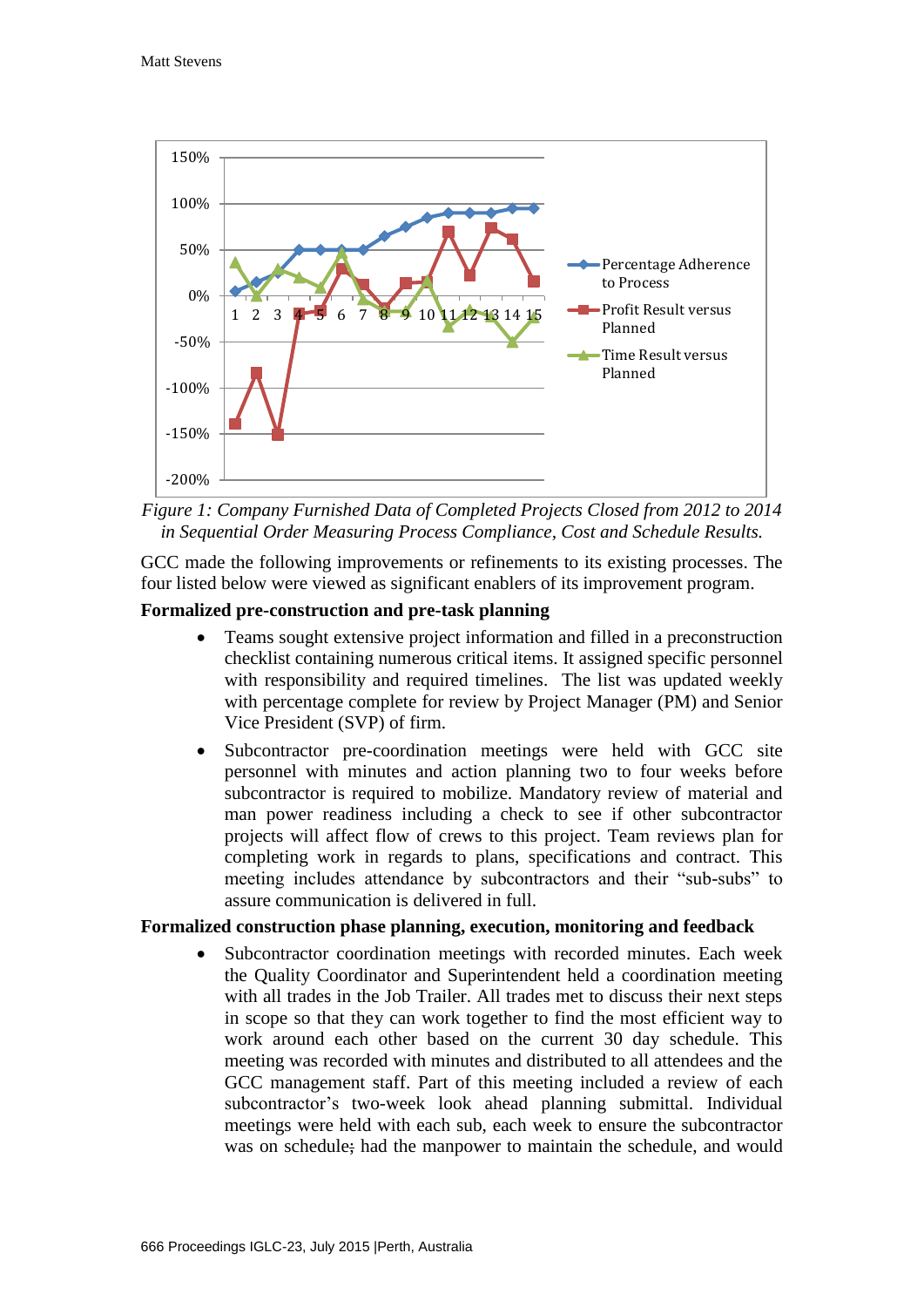*Figure 1: Company Furnished Data of Completed Projects Closed from 2012 to 2014 in Sequential Order Measuring Process Compliance, Cost and Schedule Results.*

GCC made the following improvements or refinements to its existing processes. The four listed below were viewed as significant enablers of its improvement program.

**Formalized pre-construction and pre-task planning**

- Teams sought extensive project information and filled in a preconstruction checklist containing numerous critical items. It assigned specific personnel with responsibility and required timelines. The list was updated weekly with percentage complete for review by Project Manager (PM) and Senior Vice President (SVP) of firm.
- Subcontractor pre-coordination meetings were held with GCC site personnel with minutes and action planning two to four weeks before subcontractor is required to mobilize. Mandatory review of material and man power readiness including a check to see if other subcontractor projects will affect flow of crews to this project. Team reviews plan for completing work in regards to plans, specifications and contract. This meeting includes attendance by subcontractors and their "sub-subs" to assure communication is delivered in full.

**Formalized construction phase planning, execution, monitoring and feedback**

- Subcontractor coordination meetings with recorded minutes. Each week the Quality Coordinator and Superintendent held a coordination meeting with all trades in the Job Trailer. All trades met to discuss their next steps in scope so that they can work together to find the most efficient way to work around each other based on the current 30 day schedule. This meeting was recorded with minutes and distributed to all attendees and the GCC management staff. Part of this meeting included a review of each subcontractor's two-week look ahead planning submittal. Individual meetings were held with each sub, each week to ensure the subcontractor was on schedule; had the manpower to maintain the schedule, and would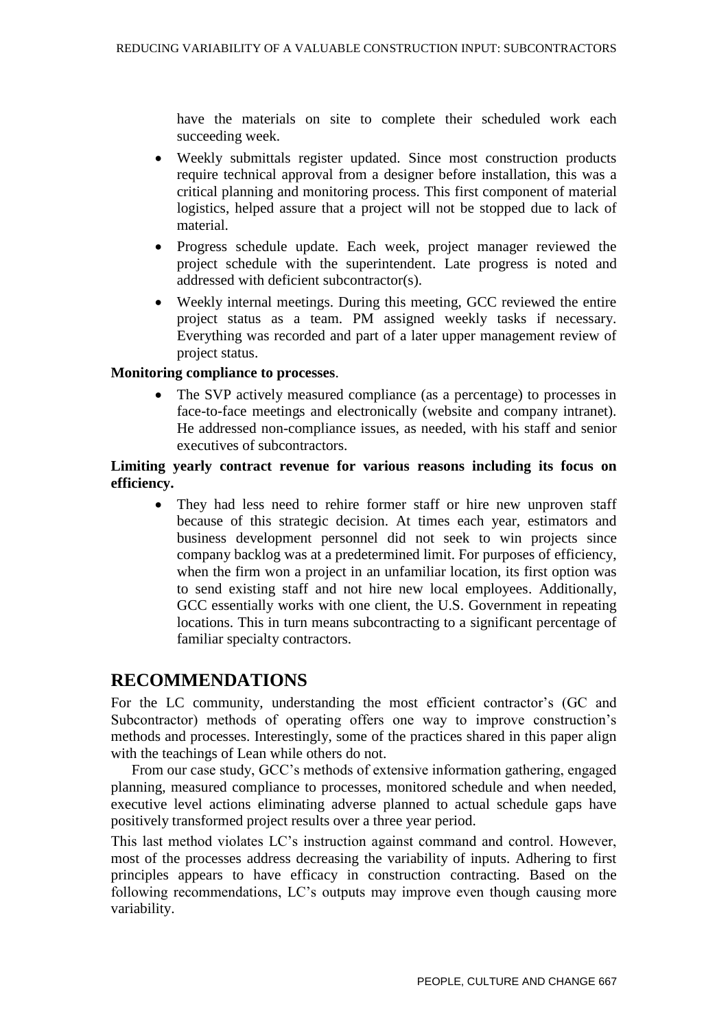have the materials on site to complete their scheduled work each succeeding week.

- Weekly submittals register updated. Since most construction products require technical approval from a designer before installation, this was a critical planning and monitoring process. This first component of material logistics, helped assure that a project will not be stopped due to lack of material.
- Progress schedule update. Each week, project manager reviewed the project schedule with the superintendent. Late progress is noted and addressed with deficient subcontractor(s).
- Weekly internal meetings. During this meeting, GCC reviewed the entire project status as a team. PM assigned weekly tasks if necessary. Everything was recorded and part of a later upper management review of project status.

**Monitoring compliance to processes**.

- The SVP actively measured compliance (as a percentage) to processes in face-to-face meetings and electronically (website and company intranet). He addressed non-compliance issues, as needed, with his staff and senior executives of subcontractors.

**Limiting yearly contract revenue for various reasons including its focus on efficiency.**

- They had less need to rehire former staff or hire new unproven staff because of this strategic decision. At times each year, estimators and business development personnel did not seek to win projects since company backlog was at a predetermined limit. For purposes of efficiency, when the firm won a project in an unfamiliar location, its first option was to send existing staff and not hire new local employees. Additionally, GCC essentially works with one client, the U.S. Government in repeating locations. This in turn means subcontracting to a significant percentage of familiar specialty contractors.

# RECOMMENDATIONS

For the LC community, understanding the most efficient contractor's (GC and Subcontractor) methods of operating offers one way to improve construction's methods and processes. Interestingly, some of the practices shared in this paper align with the teachings of Lean while others do not.

From our case study, GCC's methods of extensive information gathering, engaged planning, measured compliance to processes, monitored schedule and when needed, executive level actions eliminating adverse planned to actual schedule gaps have positively transformed project results over a three year period.

This last method violates LC's instruction against command and control. However, most of the processes address decreasing the variability of inputs. Adhering to first principles appears to have efficacy in construction contracting. Based on the following recommendations, LC's outputs may improve even though causing more variability.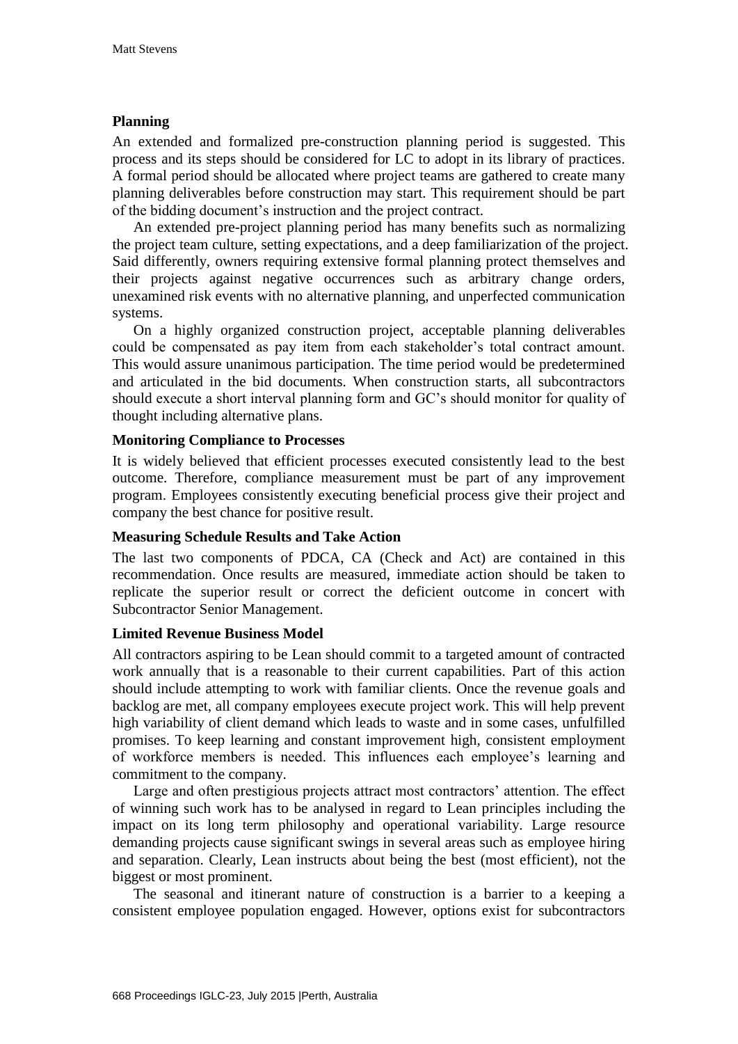### Planning

An extended and formalized pre-construction planning period is suggested. This process and its steps should be considered for LC to adopt in its library of practices. A formal period should be allocated where project teams are gathered to create many planning deliverables before construction may start. This requirement should be part of the bidding document's instruction and the project contract.

An extended pre-project planning period has many benefits such as normalizing the project team culture, setting expectations, and a deep familiarization of the project. Said differently, owners requiring extensive formal planning protect themselves and their projects against negative occurrences such as arbitrary change orders, unexamined risk events with no alternative planning, and unperfected communication systems.

On a highly organized construction project, acceptable planning deliverables could be compensated as pay item from each stakeholder's total contract amount. This would assure unanimous participation. The time period would be predetermined and articulated in the bid documents. When construction starts, all subcontractors should execute a short interval planning form and GC's should monitor for quality of thought including alternative plans.

### Monitoring Compliance to Processes

It is widely believed that efficient processes executed consistently lead to the best outcome. Therefore, compliance measurement must be part of any improvement program. Employees consistently executing beneficial process give their project and company the best chance for positive result.

### Measuring Schedule Results and Take Action

The last two components of PDCA, CA (Check and Act) are contained in this recommendation. Once results are measured, immediate action should be taken to replicate the superior result or correct the deficient outcome in concert with Subcontractor Senior Management.

### Limited Revenue Business Model

All contractors aspiring to be Lean should commit to a targeted amount of contracted work annually that is a reasonable to their current capabilities. Part of this action should include attempting to work with familiar clients. Once the revenue goals and backlog are met, all company employees execute project work. This will help prevent high variability of client demand which leads to waste and in some cases, unfulfilled promises. To keep learning and constant improvement high, consistent employment of workforce members is needed. This influences each employee's learning and commitment to the company.

Large and often prestigious projects attract most contractors' attention. The effect of winning such work has to be analysed in regard to Lean principles including the impact on its long term philosophy and operational variability. Large resource demanding projects cause significant swings in several areas such as employee hiring and separation. Clearly, Lean instructs about being the best (most efficient), not the biggest or most prominent.

The seasonal and itinerant nature of construction is a barrier to a keeping a consistent employee population engaged. However, options exist for subcontractors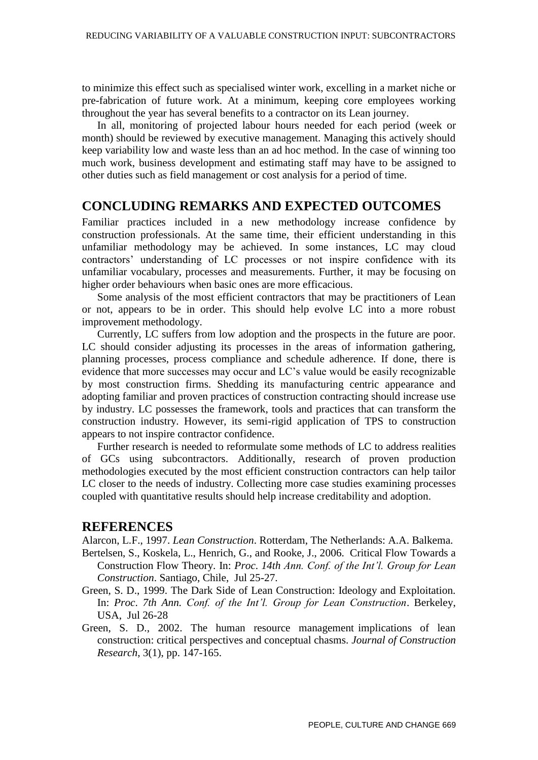to minimize this effect such as specialised winter work, excelling in a market niche or pre-fabrication of future work. At a minimum, keeping core employees working throughout the year has several benefits to a contractor on its Lean journey.

In all, monitoring of projected labour hours needed for each period (week or month) should be reviewed by executive management. Managing this actively should keep variability low and waste less than an ad hoc method. In the case of winning too much work, business development and estimating staff may have to be assigned to other duties such as field management or cost analysis for a period of time.

## CONCLUDING REMARKS AND EXPECTED OUTCOMES

Familiar practices included in a new methodology increase confidence by construction professionals. At the same time, their efficient understanding in this unfamiliar methodology may be achieved. In some instances, LC may cloud contractors' understanding of LC processes or not inspire confidence with its unfamiliar vocabulary, processes and measurements. Further, it may be focusing on higher order behaviours when basic ones are more efficacious.

Some analysis of the most efficient contractors that may be practitioners of Lean or not, appears to be in order. This should help evolve LC into a more robust improvement methodology.

Currently, LC suffers from low adoption and the prospects in the future are poor. LC should consider adjusting its processes in the areas of information gathering, planning processes, process compliance and schedule adherence. If done, there is evidence that more successes may occur and LC's value would be easily recognizable by most construction firms. Shedding its manufacturing centric appearance and adopting familiar and proven practices of construction contracting should increase use by industry. LC possesses the framework, tools and practices that can transform the construction industry. However, its semi-rigid application of TPS to construction appears to not inspire contractor confidence.

Further research is needed to reformulate some methods of LC to address realities of GCs using subcontractors. Additionally, research of proven production methodologies executed by the most efficient construction contractors can help tailor LC closer to the needs of industry. Collecting more case studies examining processes coupled with quantitative results should help increase creditability and adoption.

## REFERENCES

Alarcon, L.F., 1997. *Lean Construction*. Rotterdam, The Netherlands: A.A. Balkema.

Bertelsen, S., Koskela, L., Henrich, G., and Rooke, J., 2006. Critical Flow Towards a Construction Flow Theory. In: *Proc. 14th Ann. Conf. of the Int'l. Group for Lean Construction*. Santiago, Chile, Jul 25-27.

Green, S. D., 1999. The Dark Side of Lean Construction: Ideology and Exploitation. In: *Proc. 7th Ann. Conf. of the Int'l. Group for Lean Construction*. Berkeley, USA, Jul 26-28

Green, S. D., 2002. The human resource management implications of lean construction: critical perspectives and conceptual chasms. *Journal of Construction Research*, 3(1), pp. 147-165.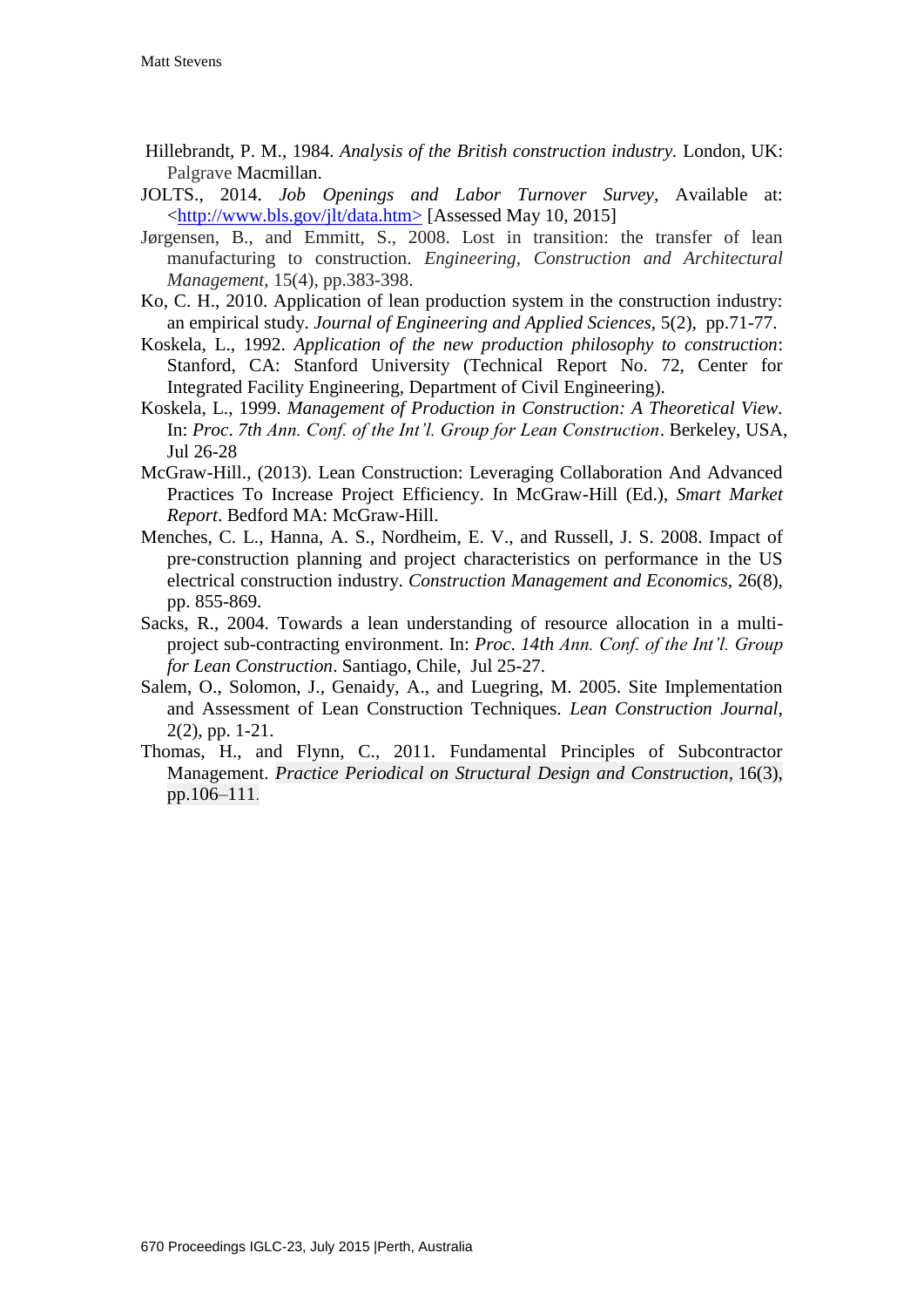Hillebrandt, P. M., 1984. *Analysis of the British construction industry.* London, UK: Palgrave Macmillan.

JOLTS., 2014. *Job Openings and Labor Turnover Survey*, Available at: <http://www.bls.gov/jlt/data.htm> [Assessed May 10, 2015]

Jørgensen, B., and Emmitt, S., 2008. Lost in transition: the transfer of lean manufacturing to construction. *Engineering, Construction and Architectural Management*, 15(4), pp.383-398.

Ko, C. H., 2010. Application of lean production system in the construction industry: an empirical study. *Journal of Engineering and Applied Sciences*, 5(2), pp.71-77.

Koskela, L., 1992. *Application of the new production philosophy to construction*: Stanford, CA: Stanford University (Technical Report No. 72, Center for Integrated Facility Engineering, Department of Civil Engineering).

Koskela, L., 1999. *Management of Production in Construction: A Theoretical View*. In: *Proc. 7th Ann. Conf. of the Int'l. Group for Lean Construction*. Berkeley, USA, Jul 26-28

McGraw-Hill., (2013). Lean Construction: Leveraging Collaboration And Advanced Practices To Increase Project Efficiency. In McGraw-Hill (Ed.), *Smart Market Report*. Bedford MA: McGraw-Hill.

Menches, C. L., Hanna, A. S., Nordheim, E. V., and Russell, J. S. 2008. Impact of pre-construction planning and project characteristics on performance in the US electrical construction industry. *Construction Management and Economics*, 26(8), pp. 855-869.

Sacks, R., 2004. Towards a lean understanding of resource allocation in a multi-project sub-contracting environment. In: *Proc. 14th Ann. Conf. of the Int'l. Group for Lean Construction*. Santiago, Chile, Jul 25-27.

Salem, O., Solomon, J., Genaidy, A., and Luegring, M. 2005. Site Implementation and Assessment of Lean Construction Techniques. *Lean Construction Journal*, 2(2), pp. 1-21.

Thomas, H., and Flynn, C., 2011. Fundamental Principles of Subcontractor Management. *Practice Periodical on Structural Design and Construction*, 16(3), pp.106–111.